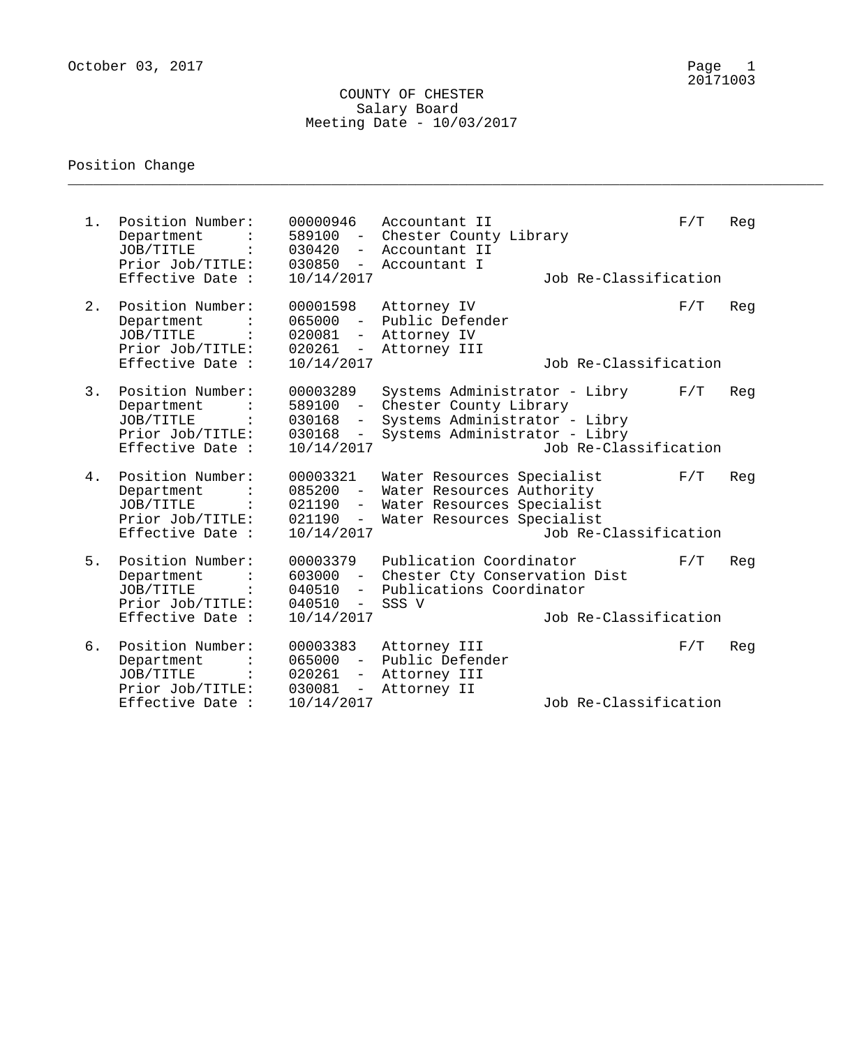October 03, 2017

20171003

# COUNTY OF CHESTER

## Salary Board

### Meeting Date - 10/03/2017

Position Change

---

1. Position Number: 00000946 Accountant II — F/T Reg
   - Department : 589100 - Chester County Library
   - JOB/TITLE : 030420 - Accountant II
   - Prior Job/TITLE: 030850 - Accountant I
   - Effective Date : 10/14/2017 — Job Re-Classification

2. Position Number: 00001598 Attorney IV — F/T Reg
   - Department : 065000 - Public Defender
   - JOB/TITLE : 020081 - Attorney IV
   - Prior Job/TITLE: 020261 - Attorney III
   - Effective Date : 10/14/2017 — Job Re-Classification

3. Position Number: 00003289 Systems Administrator - Libry — F/T Reg
   - Department : 589100 - Chester County Library
   - JOB/TITLE : 030168 - Systems Administrator - Libry
   - Prior Job/TITLE: 030168 - Systems Administrator - Libry
   - Effective Date : 10/14/2017 — Job Re-Classification

4. Position Number: 00003321 Water Resources Specialist — F/T Reg
   - Department : 085200 - Water Resources Authority
   - JOB/TITLE : 021190 - Water Resources Specialist
   - Prior Job/TITLE: 021190 - Water Resources Specialist
   - Effective Date : 10/14/2017 — Job Re-Classification

5. Position Number: 00003379 Publication Coordinator — F/T Reg
   - Department : 603000 - Chester Cty Conservation Dist
   - JOB/TITLE : 040510 - Publications Coordinator
   - Prior Job/TITLE: 040510 - SSS V
   - Effective Date : 10/14/2017 — Job Re-Classification

6. Position Number: 00003383 Attorney III — F/T Reg
   - Department : 065000 - Public Defender
   - JOB/TITLE : 020261 - Attorney III
   - Prior Job/TITLE: 030081 - Attorney II
   - Effective Date : 10/14/2017 — Job Re-Classification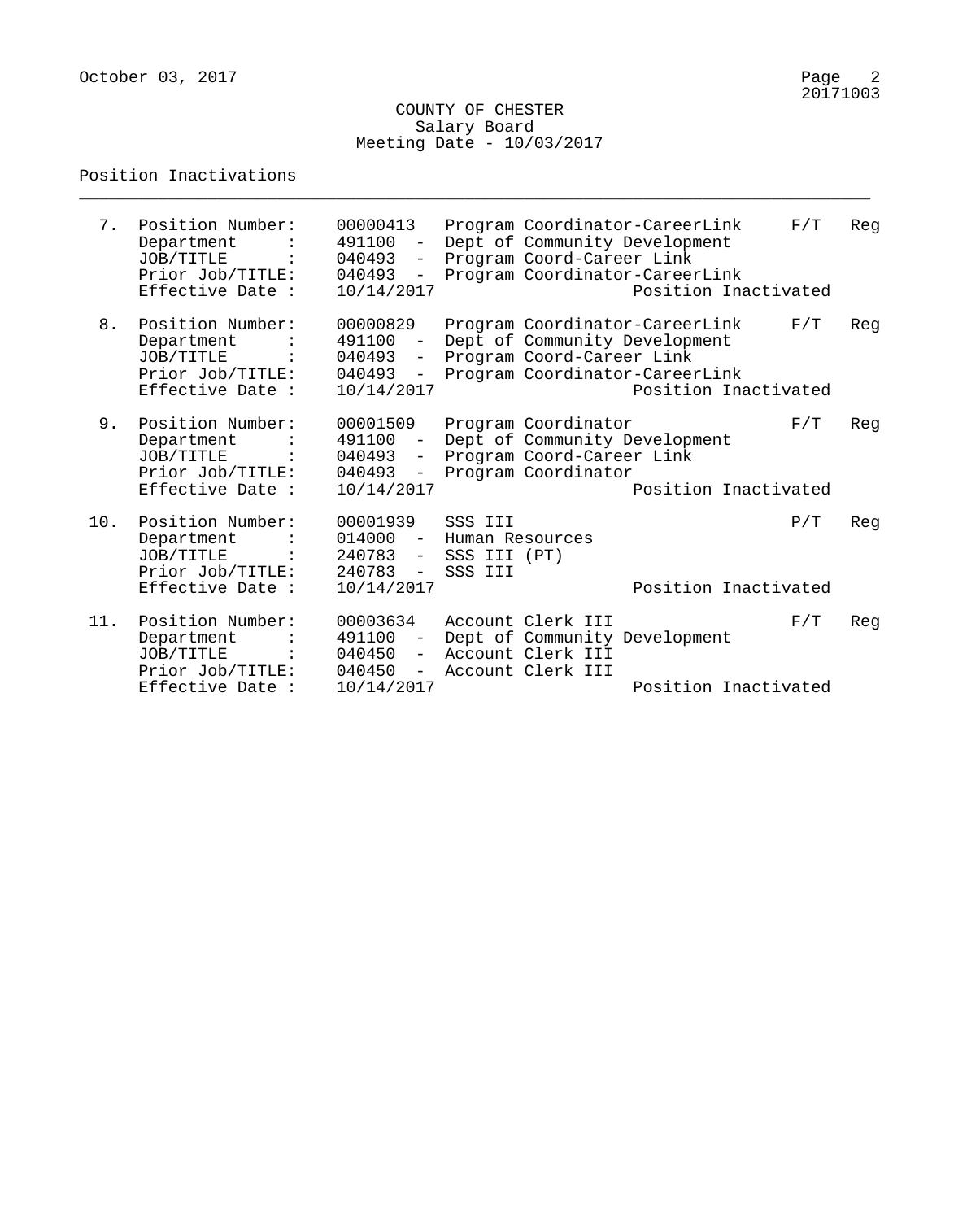October 03, 2017

COUNTY OF CHESTER
Salary Board
Meeting Date - 10/03/2017

Position Inactivations

7. Position Number: 00000413 Program Coordinator-CareerLink F/T Reg
   Department : 491100 - Dept of Community Development
   JOB/TITLE : 040493 - Program Coord-Career Link
   Prior Job/TITLE: 040493 - Program Coordinator-CareerLink
   Effective Date : 10/14/2017 Position Inactivated

8. Position Number: 00000829 Program Coordinator-CareerLink F/T Reg
   Department : 491100 - Dept of Community Development
   JOB/TITLE : 040493 - Program Coord-Career Link
   Prior Job/TITLE: 040493 - Program Coordinator-CareerLink
   Effective Date : 10/14/2017 Position Inactivated

9. Position Number: 00001509 Program Coordinator F/T Reg
   Department : 491100 - Dept of Community Development
   JOB/TITLE : 040493 - Program Coord-Career Link
   Prior Job/TITLE: 040493 - Program Coordinator
   Effective Date : 10/14/2017 Position Inactivated

10. Position Number: 00001939 SSS III P/T Reg
    Department : 014000 - Human Resources
    JOB/TITLE : 240783 - SSS III (PT)
    Prior Job/TITLE: 240783 - SSS III
    Effective Date : 10/14/2017 Position Inactivated

11. Position Number: 00003634 Account Clerk III F/T Reg
    Department : 491100 - Dept of Community Development
    JOB/TITLE : 040450 - Account Clerk III
    Prior Job/TITLE: 040450 - Account Clerk III
    Effective Date : 10/14/2017 Position Inactivated